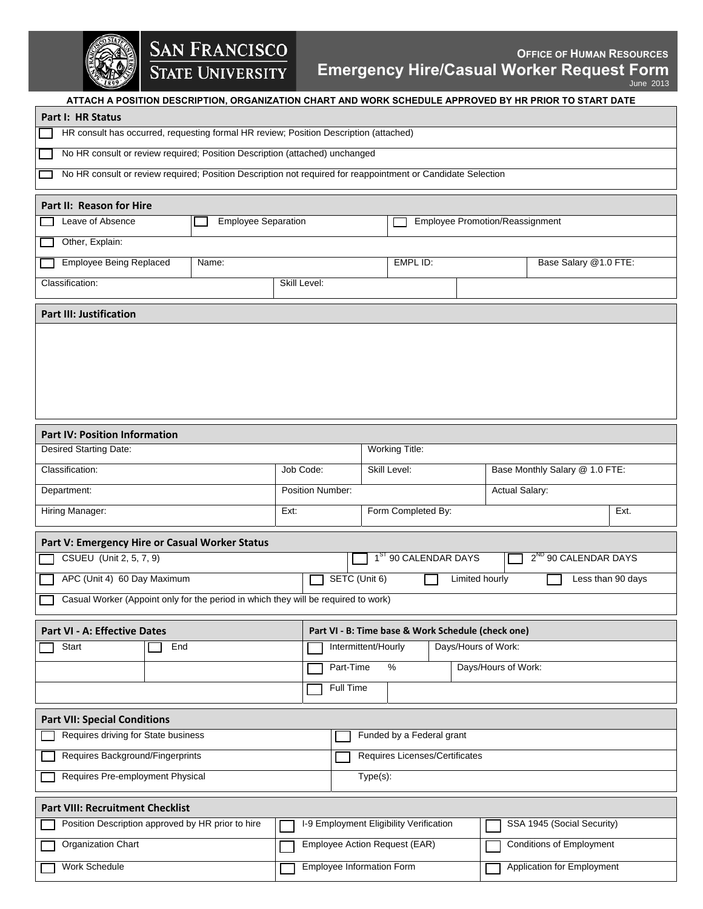# San Francisco State University

**Office of Human Resources**

## Emergency Hire/Casual Worker Request Form

June 2013

**ATTACH A POSITION DESCRIPTION, ORGANIZATION CHART AND WORK SCHEDULE APPROVED BY HR PRIOR TO START DATE**

### Part I: HR Status

- ☐ HR consult has occurred, requesting formal HR review; Position Description (attached)
- ☐ No HR consult or review required; Position Description (attached) unchanged
- ☐ No HR consult or review required; Position Description not required for reappointment or Candidate Selection

### Part II: Reason for Hire

| ☐ Leave of Absence | ☐ Employee Separation | ☐ Employee Promotion/Reassignment | |
|---|---|---|---|
| ☐ Other, Explain: | | | |
| ☐ Employee Being Replaced | Name: | EMPL ID: | Base Salary @1.0 FTE: |
| Classification: | Skill Level: | | |

### Part III: Justification

### Part IV: Position Information

| Desired Starting Date: | | Working Title: | | |
|---|---|---|---|---|
| Classification: | Job Code: | Skill Level: | Base Monthly Salary @ 1.0 FTE: | |
| Department: | Position Number: | | Actual Salary: | |
| Hiring Manager: | Ext: | Form Completed By: | | Ext. |

### Part V: Emergency Hire or Casual Worker Status

| ☐ CSUEU (Unit 2, 5, 7, 9) | ☐ 1ST 90 CALENDAR DAYS | ☐ 2ND 90 CALENDAR DAYS | |
|---|---|---|---|
| ☐ APC (Unit 4) 60 Day Maximum | ☐ SETC (Unit 6) | ☐ Limited hourly | ☐ Less than 90 days |
| ☐ Casual Worker (Appoint only for the period in which they will be required to work) | | | |

| Part VI - A: Effective Dates | | Part VI - B: Time base & Work Schedule (check one) | |
|---|---|---|---|
| ☐ Start | ☐ End | ☐ Intermittent/Hourly | Days/Hours of Work: |
| | | ☐ Part-Time % | Days/Hours of Work: |
| | | ☐ Full Time | |

### Part VII: Special Conditions

| ☐ Requires driving for State business | ☐ Funded by a Federal grant |
|---|---|
| ☐ Requires Background/Fingerprints | ☐ Requires Licenses/Certificates |
| ☐ Requires Pre-employment Physical | Type(s): |

### Part VIII: Recruitment Checklist

| ☐ Position Description approved by HR prior to hire | ☐ I-9 Employment Eligibility Verification | ☐ SSA 1945 (Social Security) |
|---|---|---|
| ☐ Organization Chart | ☐ Employee Action Request (EAR) | ☐ Conditions of Employment |
| ☐ Work Schedule | ☐ Employee Information Form | ☐ Application for Employment |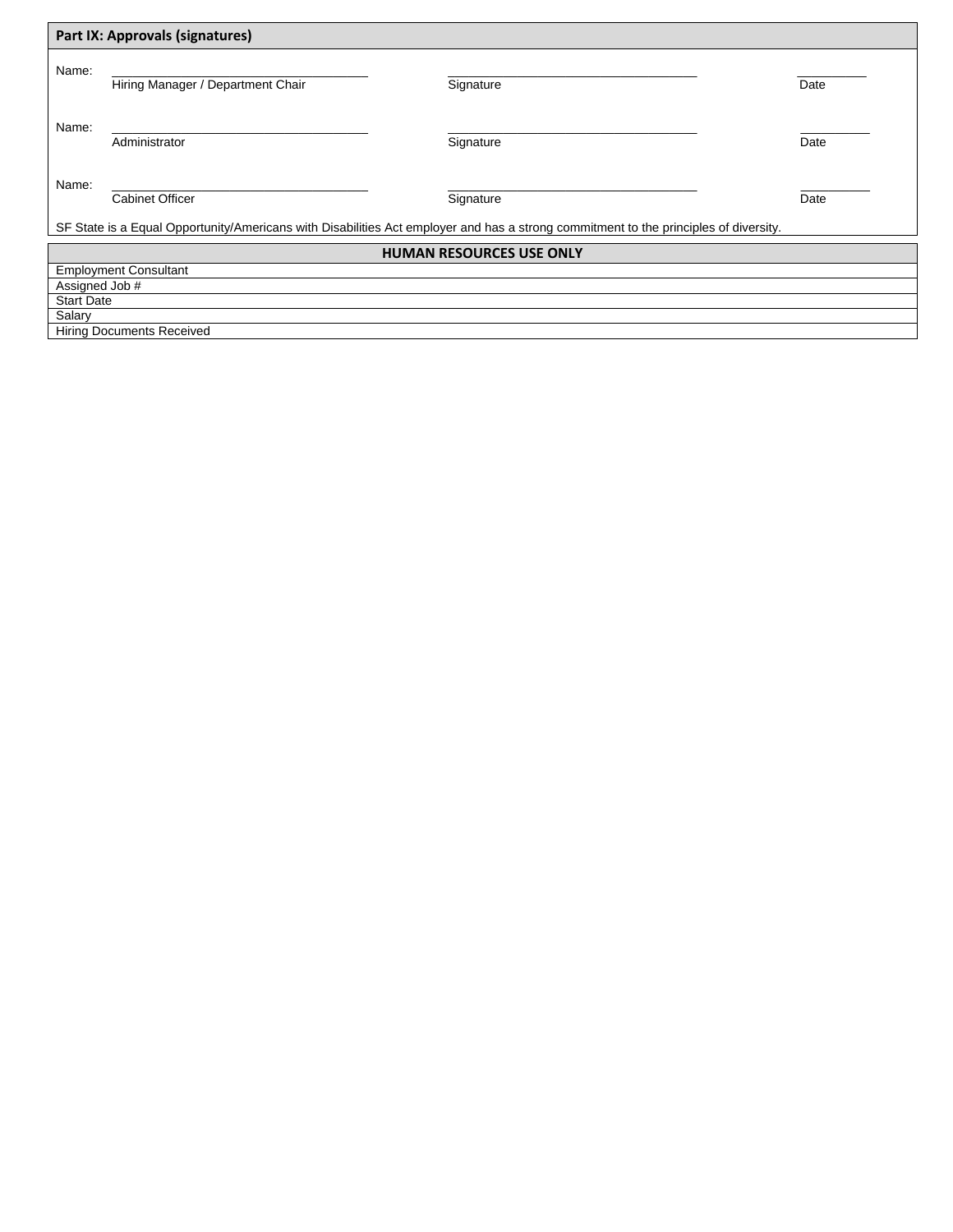## Part IX: Approvals (signatures)

Name: ______________________________ ______________________________ __________
Hiring Manager / Department Chair Signature Date

Name: ______________________________ ______________________________ __________
Administrator Signature Date

Name: ______________________________ ______________________________ __________
Cabinet Officer Signature Date

SF State is a Equal Opportunity/Americans with Disabilities Act employer and has a strong commitment to the principles of diversity.

| HUMAN RESOURCES USE ONLY |
|---|
| Employment Consultant |
| Assigned Job # |
| Start Date |
| Salary |
| Hiring Documents Received |